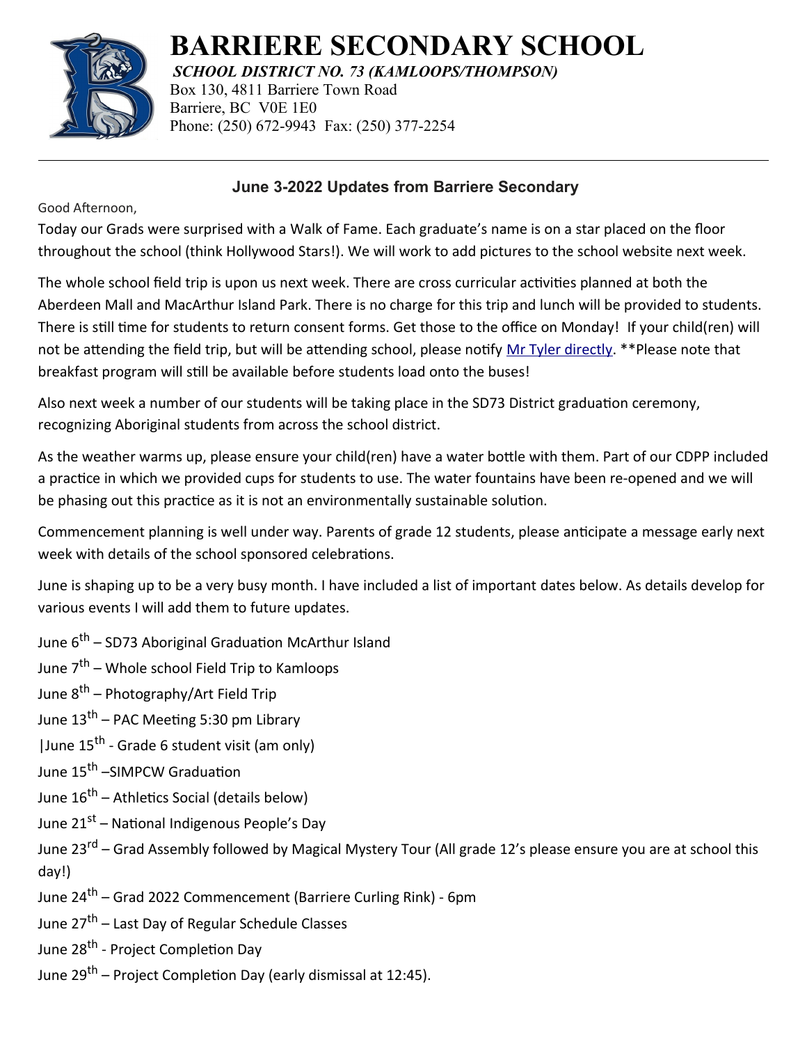# BARRIERE SECONDARY SCHOOL

***SCHOOL DISTRICT NO. 73 (KAMLOOPS/THOMPSON)***

Box 130, 4811 Barriere Town Road
Barriere, BC V0E 1E0
Phone: (250) 672-9943 Fax: (250) 377-2254

---

## June 3-2022 Updates from Barriere Secondary

Good Afternoon,

Today our Grads were surprised with a Walk of Fame. Each graduate's name is on a star placed on the floor throughout the school (think Hollywood Stars!). We will work to add pictures to the school website next week.

The whole school field trip is upon us next week. There are cross curricular activities planned at both the Aberdeen Mall and MacArthur Island Park. There is no charge for this trip and lunch will be provided to students. There is still time for students to return consent forms. Get those to the office on Monday! If your child(ren) will not be attending the field trip, but will be attending school, please notify Mr Tyler directly. **Please note that breakfast program will still be available before students load onto the buses!

Also next week a number of our students will be taking place in the SD73 District graduation ceremony, recognizing Aboriginal students from across the school district.

As the weather warms up, please ensure your child(ren) have a water bottle with them. Part of our CDPP included a practice in which we provided cups for students to use. The water fountains have been re-opened and we will be phasing out this practice as it is not an environmentally sustainable solution.

Commencement planning is well under way. Parents of grade 12 students, please anticipate a message early next week with details of the school sponsored celebrations.

June is shaping up to be a very busy month. I have included a list of important dates below. As details develop for various events I will add them to future updates.

June 6th – SD73 Aboriginal Graduation McArthur Island

June 7th – Whole school Field Trip to Kamloops

June 8th – Photography/Art Field Trip

June 13th – PAC Meeting 5:30 pm Library

|June 15th - Grade 6 student visit (am only)

June 15th –SIMPCW Graduation

June 16th – Athletics Social (details below)

June 21st – National Indigenous People's Day

June 23rd – Grad Assembly followed by Magical Mystery Tour (All grade 12's please ensure you are at school this day!)

June 24th – Grad 2022 Commencement (Barriere Curling Rink) - 6pm

June 27th – Last Day of Regular Schedule Classes

June 28th - Project Completion Day

June 29th – Project Completion Day (early dismissal at 12:45).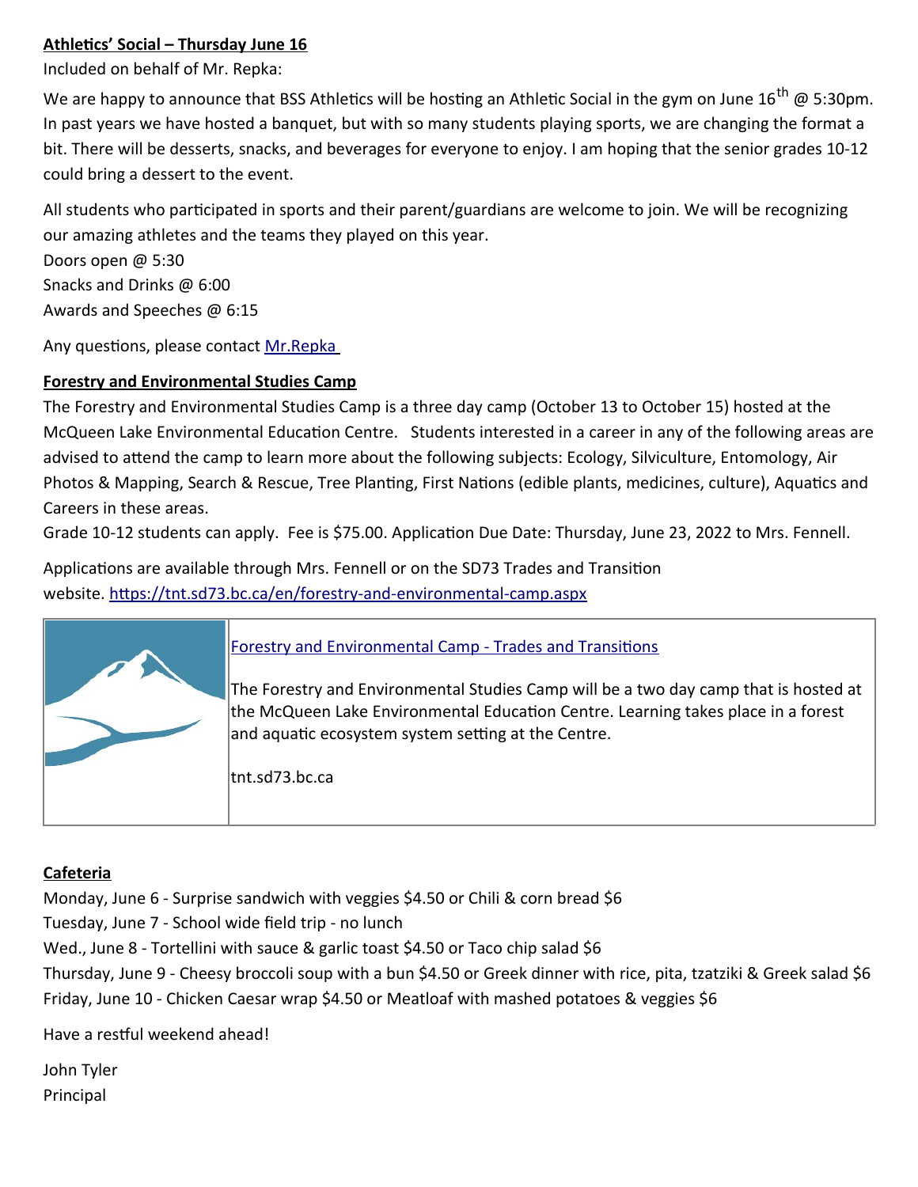**Athletics' Social – Thursday June 16**

Included on behalf of Mr. Repka:

We are happy to announce that BSS Athletics will be hosting an Athletic Social in the gym on June 16th @ 5:30pm. In past years we have hosted a banquet, but with so many students playing sports, we are changing the format a bit. There will be desserts, snacks, and beverages for everyone to enjoy. I am hoping that the senior grades 10-12 could bring a dessert to the event.

All students who participated in sports and their parent/guardians are welcome to join. We will be recognizing our amazing athletes and the teams they played on this year.

Doors open @ 5:30
Snacks and Drinks @ 6:00
Awards and Speeches @ 6:15

Any questions, please contact Mr.Repka

**Forestry and Environmental Studies Camp**

The Forestry and Environmental Studies Camp is a three day camp (October 13 to October 15) hosted at the McQueen Lake Environmental Education Centre. Students interested in a career in any of the following areas are advised to attend the camp to learn more about the following subjects: Ecology, Silviculture, Entomology, Air Photos & Mapping, Search & Rescue, Tree Planting, First Nations (edible plants, medicines, culture), Aquatics and Careers in these areas.

Grade 10-12 students can apply. Fee is $75.00. Application Due Date: Thursday, June 23, 2022 to Mrs. Fennell.

Applications are available through Mrs. Fennell or on the SD73 Trades and Transition website. https://tnt.sd73.bc.ca/en/forestry-and-environmental-camp.aspx

Forestry and Environmental Camp - Trades and Transitions

The Forestry and Environmental Studies Camp will be a two day camp that is hosted at the McQueen Lake Environmental Education Centre. Learning takes place in a forest and aquatic ecosystem system setting at the Centre.

tnt.sd73.bc.ca

**Cafeteria**

Monday, June 6 - Surprise sandwich with veggies $4.50 or Chili & corn bread $6
Tuesday, June 7 - School wide field trip - no lunch
Wed., June 8 - Tortellini with sauce & garlic toast $4.50 or Taco chip salad $6
Thursday, June 9 - Cheesy broccoli soup with a bun $4.50 or Greek dinner with rice, pita, tzatziki & Greek salad $6
Friday, June 10 - Chicken Caesar wrap $4.50 or Meatloaf with mashed potatoes & veggies $6

Have a restful weekend ahead!

John Tyler
Principal